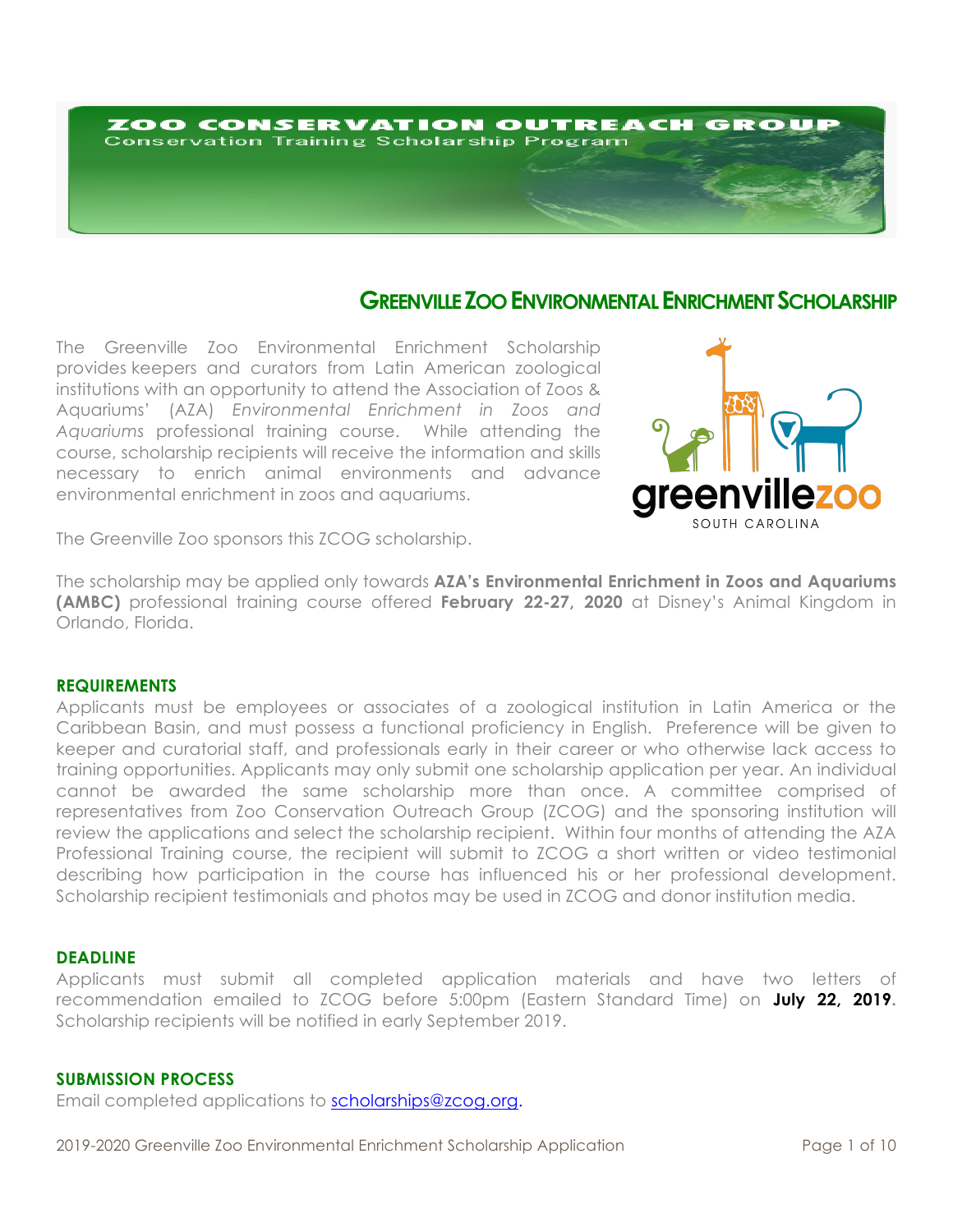**ZOO CONSERVATION OUTREACH GROUP**
Conservation Training Scholarship Program

# GREENVILLE ZOO ENVIRONMENTAL ENRICHMENT SCHOLARSHIP

The Greenville Zoo Environmental Enrichment Scholarship provides keepers and curators from Latin American zoological institutions with an opportunity to attend the Association of Zoos & Aquariums' (AZA) *Environmental Enrichment in Zoos and Aquariums* professional training course. While attending the course, scholarship recipients will receive the information and skills necessary to enrich animal environments and advance environmental enrichment in zoos and aquariums.

The Greenville Zoo sponsors this ZCOG scholarship.

The scholarship may be applied only towards **AZA's Environmental Enrichment in Zoos and Aquariums (AMBC)** professional training course offered **February 22-27, 2020** at Disney's Animal Kingdom in Orlando, Florida.

## REQUIREMENTS

Applicants must be employees or associates of a zoological institution in Latin America or the Caribbean Basin, and must possess a functional proficiency in English. Preference will be given to keeper and curatorial staff, and professionals early in their career or who otherwise lack access to training opportunities. Applicants may only submit one scholarship application per year. An individual cannot be awarded the same scholarship more than once. A committee comprised of representatives from Zoo Conservation Outreach Group (ZCOG) and the sponsoring institution will review the applications and select the scholarship recipient. Within four months of attending the AZA Professional Training course, the recipient will submit to ZCOG a short written or video testimonial describing how participation in the course has influenced his or her professional development. Scholarship recipient testimonials and photos may be used in ZCOG and donor institution media.

## DEADLINE

Applicants must submit all completed application materials and have two letters of recommendation emailed to ZCOG before 5:00pm (Eastern Standard Time) on **July 22, 2019**. Scholarship recipients will be notified in early September 2019.

## SUBMISSION PROCESS

Email completed applications to scholarships@zcog.org.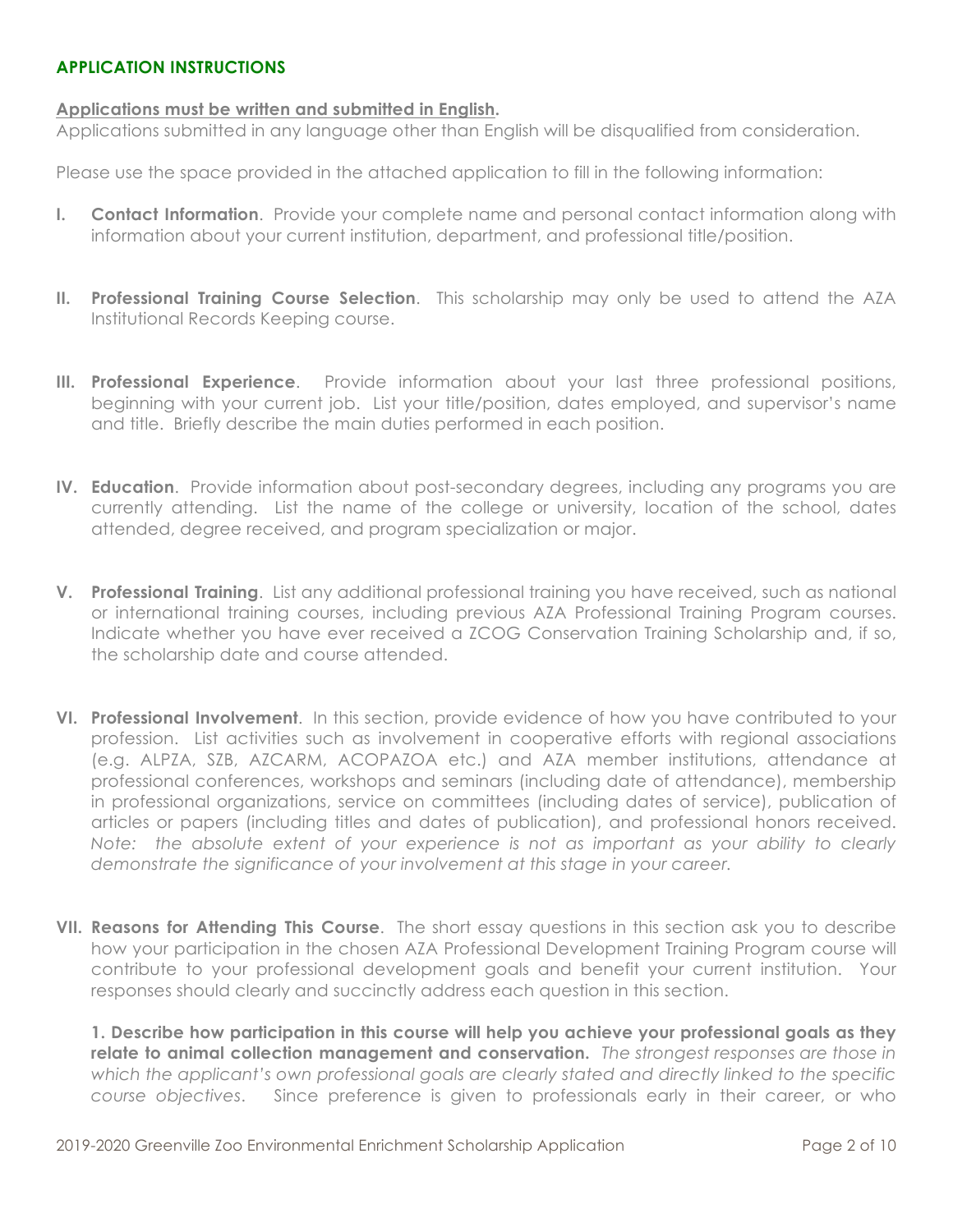## APPLICATION INSTRUCTIONS

**Applications must be written and submitted in English.**
Applications submitted in any language other than English will be disqualified from consideration.

Please use the space provided in the attached application to fill in the following information:

**I. Contact Information**. Provide your complete name and personal contact information along with information about your current institution, department, and professional title/position.

**II. Professional Training Course Selection**. This scholarship may only be used to attend the AZA Institutional Records Keeping course.

**III. Professional Experience**. Provide information about your last three professional positions, beginning with your current job. List your title/position, dates employed, and supervisor's name and title. Briefly describe the main duties performed in each position.

**IV. Education**. Provide information about post-secondary degrees, including any programs you are currently attending. List the name of the college or university, location of the school, dates attended, degree received, and program specialization or major.

**V. Professional Training**. List any additional professional training you have received, such as national or international training courses, including previous AZA Professional Training Program courses. Indicate whether you have ever received a ZCOG Conservation Training Scholarship and, if so, the scholarship date and course attended.

**VI. Professional Involvement**. In this section, provide evidence of how you have contributed to your profession. List activities such as involvement in cooperative efforts with regional associations (e.g. ALPZA, SZB, AZCARM, ACOPAZOA etc.) and AZA member institutions, attendance at professional conferences, workshops and seminars (including date of attendance), membership in professional organizations, service on committees (including dates of service), publication of articles or papers (including titles and dates of publication), and professional honors received. *Note: the absolute extent of your experience is not as important as your ability to clearly demonstrate the significance of your involvement at this stage in your career.*

**VII. Reasons for Attending This Course**. The short essay questions in this section ask you to describe how your participation in the chosen AZA Professional Development Training Program course will contribute to your professional development goals and benefit your current institution. Your responses should clearly and succinctly address each question in this section.

**1. Describe how participation in this course will help you achieve your professional goals as they relate to animal collection management and conservation.** *The strongest responses are those in which the applicant's own professional goals are clearly stated and directly linked to the specific course objectives.* Since preference is given to professionals early in their career, or who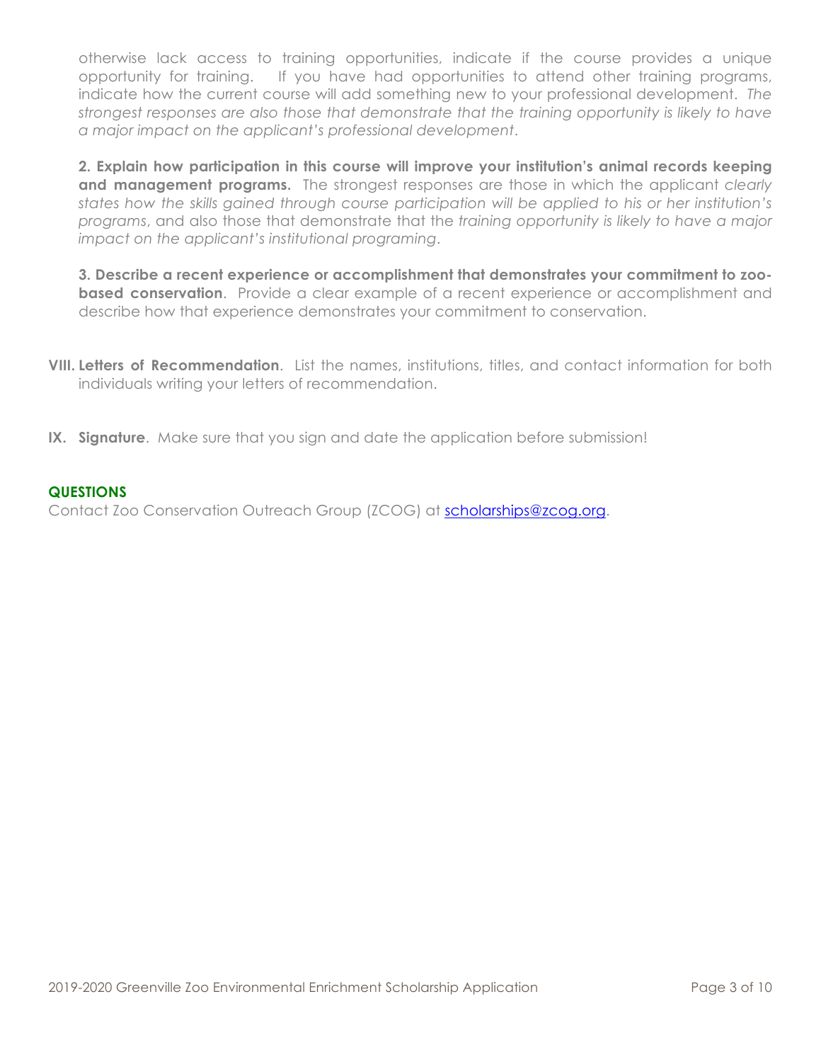otherwise lack access to training opportunities, indicate if the course provides a unique opportunity for training. If you have had opportunities to attend other training programs, indicate how the current course will add something new to your professional development. *The strongest responses are also those that demonstrate that the training opportunity is likely to have a major impact on the applicant's professional development*.

**2. Explain how participation in this course will improve your institution's animal records keeping and management programs.** The strongest responses are those in which the applicant *clearly states how the skills gained through course participation will be applied to his or her institution's programs*, and also those that demonstrate that the *training opportunity is likely to have a major impact on the applicant's institutional programing*.

**3. Describe a recent experience or accomplishment that demonstrates your commitment to zoo-based conservation**. Provide a clear example of a recent experience or accomplishment and describe how that experience demonstrates your commitment to conservation.

**VIII. Letters of Recommendation**. List the names, institutions, titles, and contact information for both individuals writing your letters of recommendation.

**IX. Signature**. Make sure that you sign and date the application before submission!

**QUESTIONS**

Contact Zoo Conservation Outreach Group (ZCOG) at scholarships@zcog.org.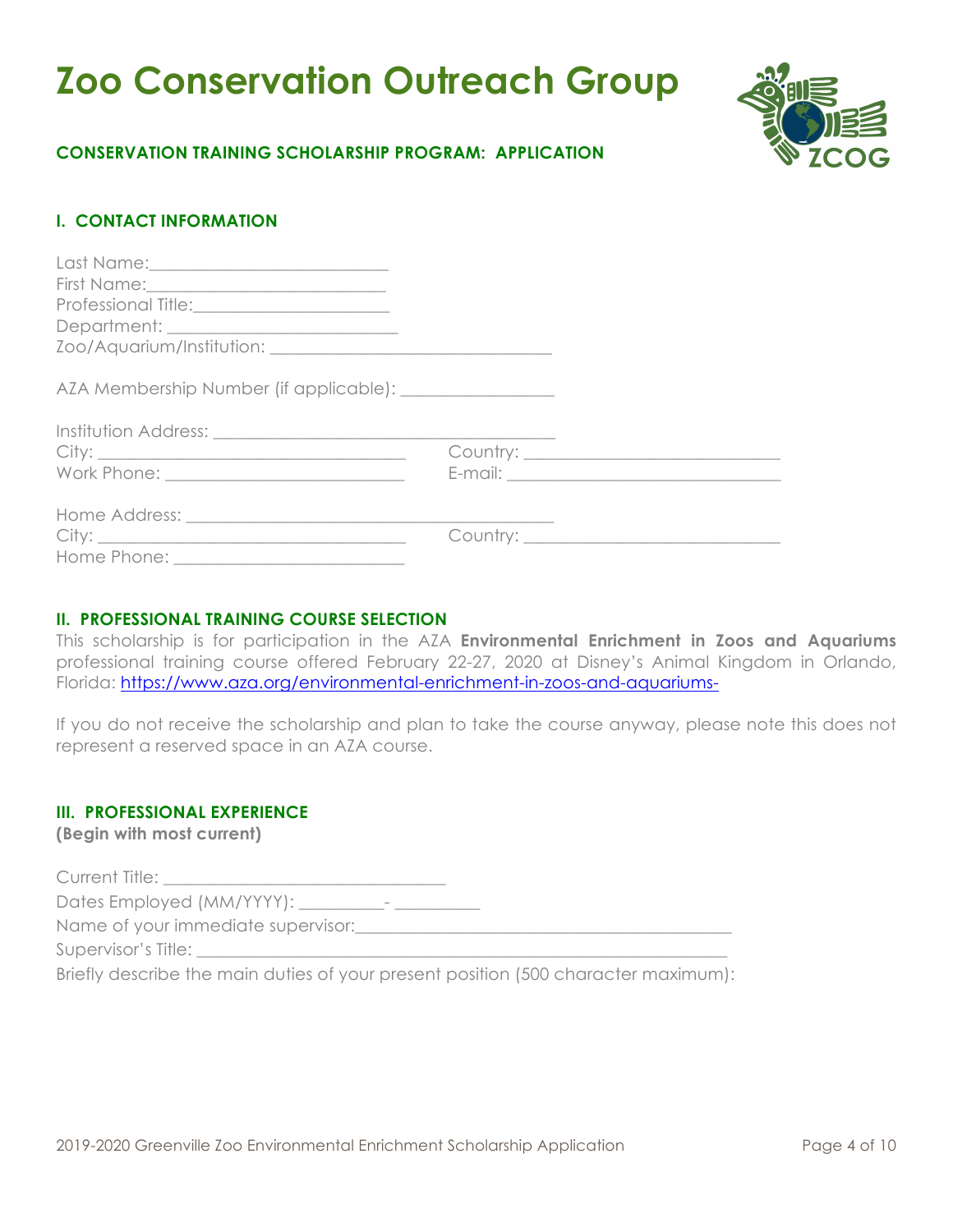# Zoo Conservation Outreach Group

**CONSERVATION TRAINING SCHOLARSHIP PROGRAM: APPLICATION**

## I. CONTACT INFORMATION

Last Name:___________________________
First Name:___________________________
Professional Title:______________________
Department: __________________________
Zoo/Aquarium/Institution: _________________________________

AZA Membership Number (if applicable): _________________

Institution Address: _______________________________________
City: ___________________________________ Country: ______________________________
Work Phone: ____________________________ E-mail: ________________________________

Home Address: _________________________________________
City: ___________________________________ Country: ______________________________
Home Phone: ___________________________

## II. PROFESSIONAL TRAINING COURSE SELECTION

This scholarship is for participation in the AZA **Environmental Enrichment in Zoos and Aquariums** professional training course offered February 22-27, 2020 at Disney's Animal Kingdom in Orlando, Florida: https://www.aza.org/environmental-enrichment-in-zoos-and-aquariums-

If you do not receive the scholarship and plan to take the course anyway, please note this does not represent a reserved space in an AZA course.

## III. PROFESSIONAL EXPERIENCE

**(Begin with most current)**

Current Title: _________________________________
Dates Employed (MM/YYYY): __________- __________
Name of your immediate supervisor:____________________________________________
Supervisor's Title: _______________________________________________________________
Briefly describe the main duties of your present position (500 character maximum):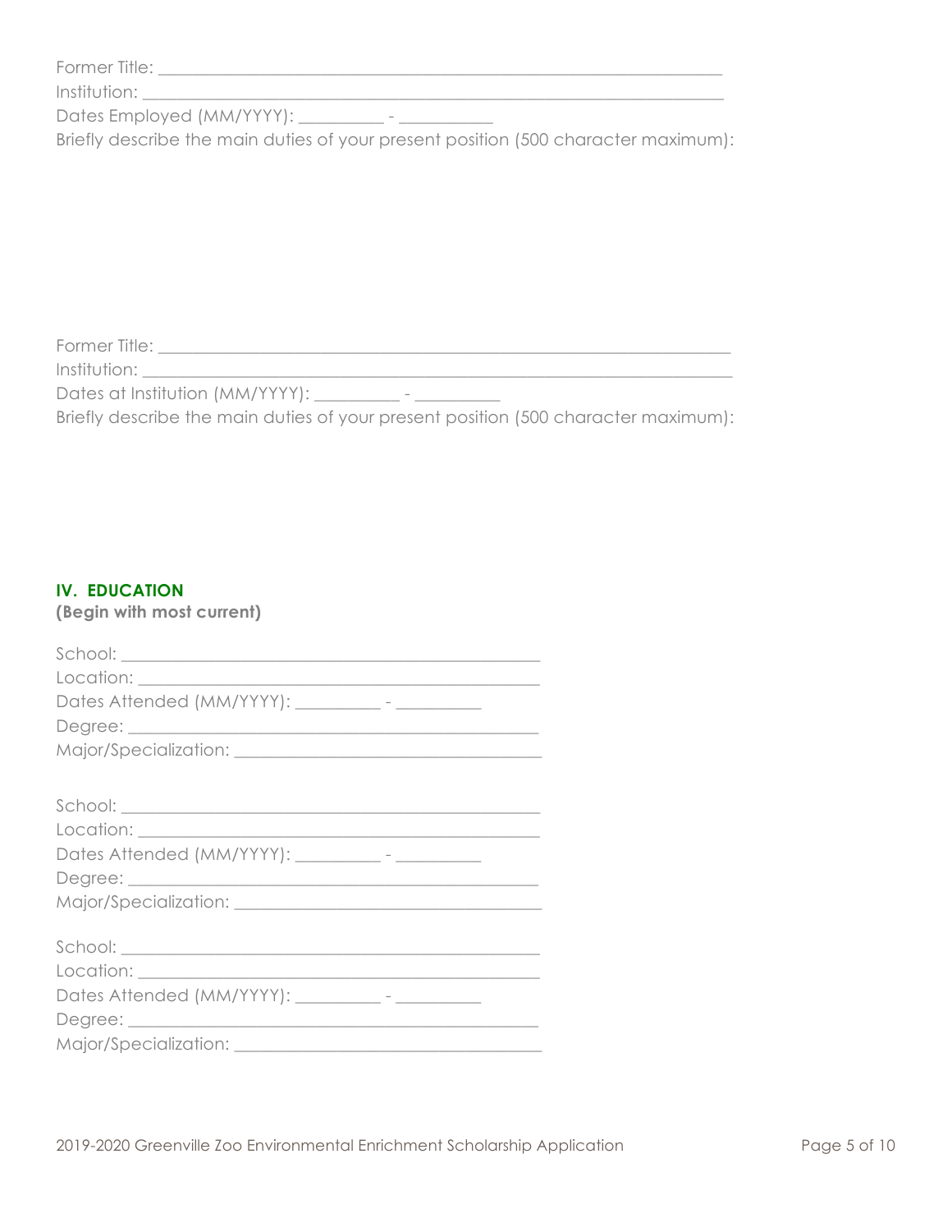Former Title: ___________________________________________________________

Institution: ____________________________________________________________

Dates Employed (MM/YYYY): _________ - __________

Briefly describe the main duties of your present position (500 character maximum):

Former Title: ___________________________________________________________

Institution: ____________________________________________________________

Dates at Institution (MM/YYYY): _________ - _________

Briefly describe the main duties of your present position (500 character maximum):

## IV. EDUCATION

**(Begin with most current)**

School: ____________________________________________

Location: __________________________________________

Dates Attended (MM/YYYY): _________ - _________

Degree: ___________________________________________

Major/Specialization: ______________________________

School: ____________________________________________

Location: __________________________________________

Dates Attended (MM/YYYY): _________ - _________

Degree: ___________________________________________

Major/Specialization: ______________________________

School: ____________________________________________

Location: __________________________________________

Dates Attended (MM/YYYY): _________ - _________

Degree: ___________________________________________

Major/Specialization: ______________________________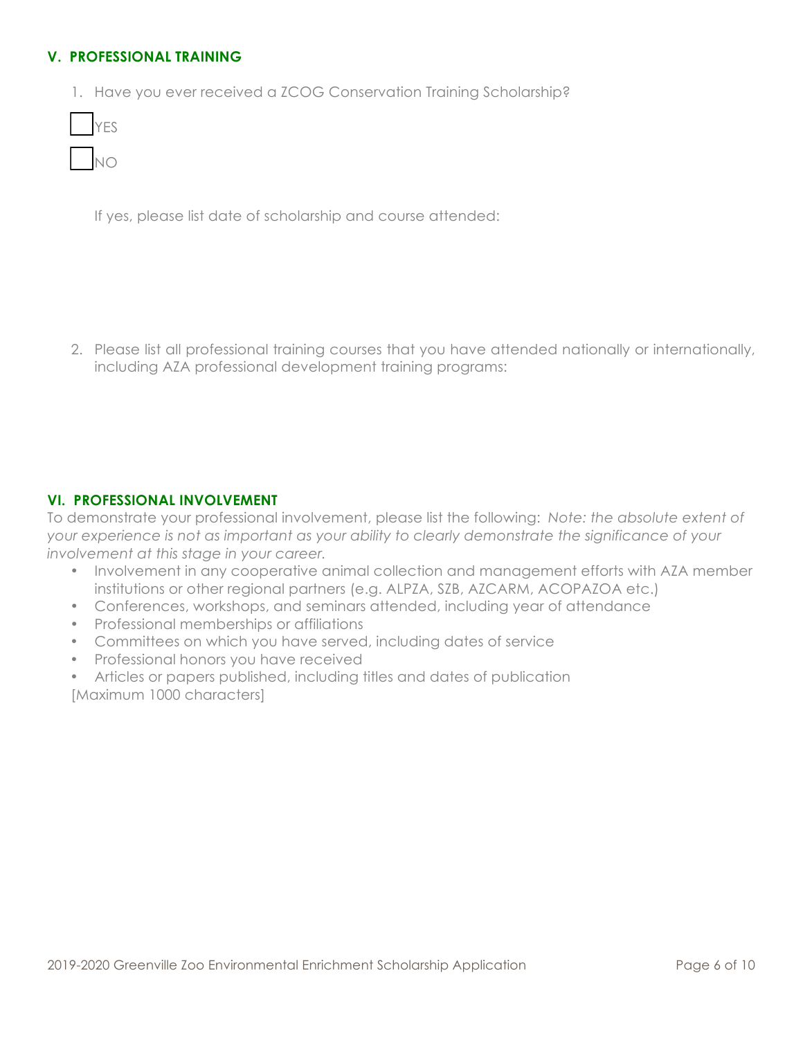## V. PROFESSIONAL TRAINING

1. Have you ever received a ZCOG Conservation Training Scholarship?

☐ YES

☐ NO

If yes, please list date of scholarship and course attended:

2. Please list all professional training courses that you have attended nationally or internationally, including AZA professional development training programs:

## VI. PROFESSIONAL INVOLVEMENT

To demonstrate your professional involvement, please list the following: *Note: the absolute extent of your experience is not as important as your ability to clearly demonstrate the significance of your involvement at this stage in your career.*

- Involvement in any cooperative animal collection and management efforts with AZA member institutions or other regional partners (e.g. ALPZA, SZB, AZCARM, ACOPAZOA etc.)
- Conferences, workshops, and seminars attended, including year of attendance
- Professional memberships or affiliations
- Committees on which you have served, including dates of service
- Professional honors you have received
- Articles or papers published, including titles and dates of publication

[Maximum 1000 characters]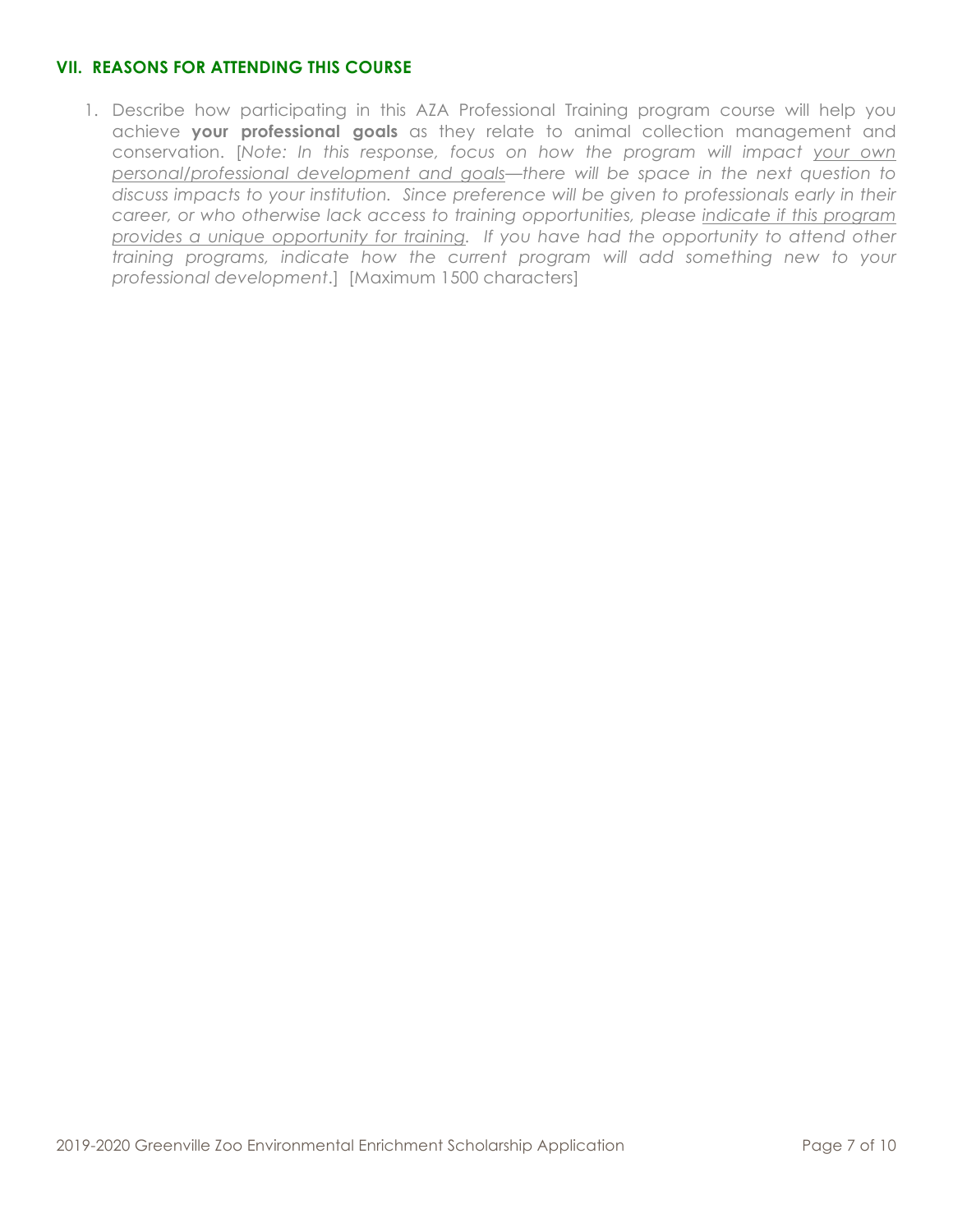## VII. REASONS FOR ATTENDING THIS COURSE

1. Describe how participating in this AZA Professional Training program course will help you achieve **your professional goals** as they relate to animal collection management and conservation. [*Note: In this response, focus on how the program will impact <u>your own personal/professional development and goals</u>—there will be space in the next question to discuss impacts to your institution. Since preference will be given to professionals early in their career, or who otherwise lack access to training opportunities, please <u>indicate if this program provides a unique opportunity for training</u>. If you have had the opportunity to attend other training programs, indicate how the current program will add something new to your professional development*.] [Maximum 1500 characters]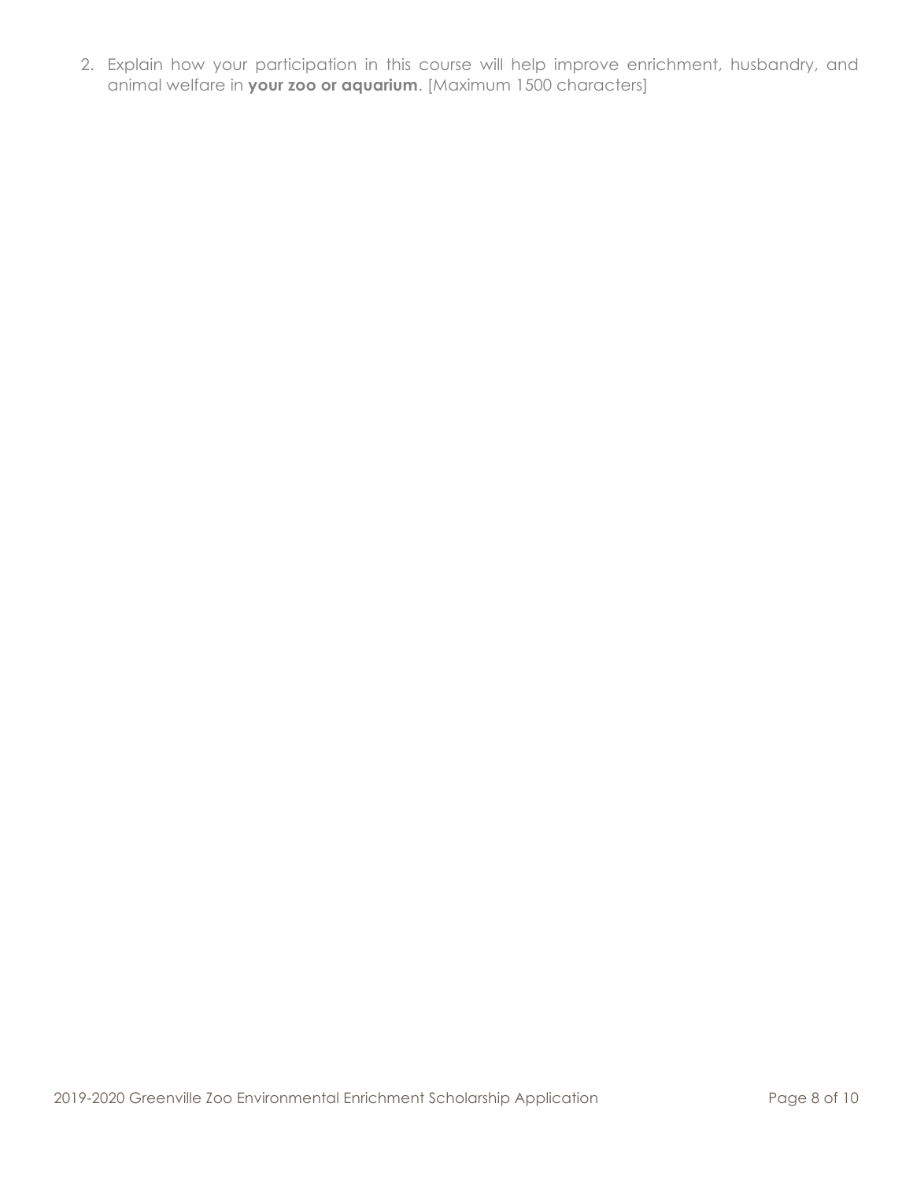2. Explain how your participation in this course will help improve enrichment, husbandry, and animal welfare in **your zoo or aquarium**. [Maximum 1500 characters]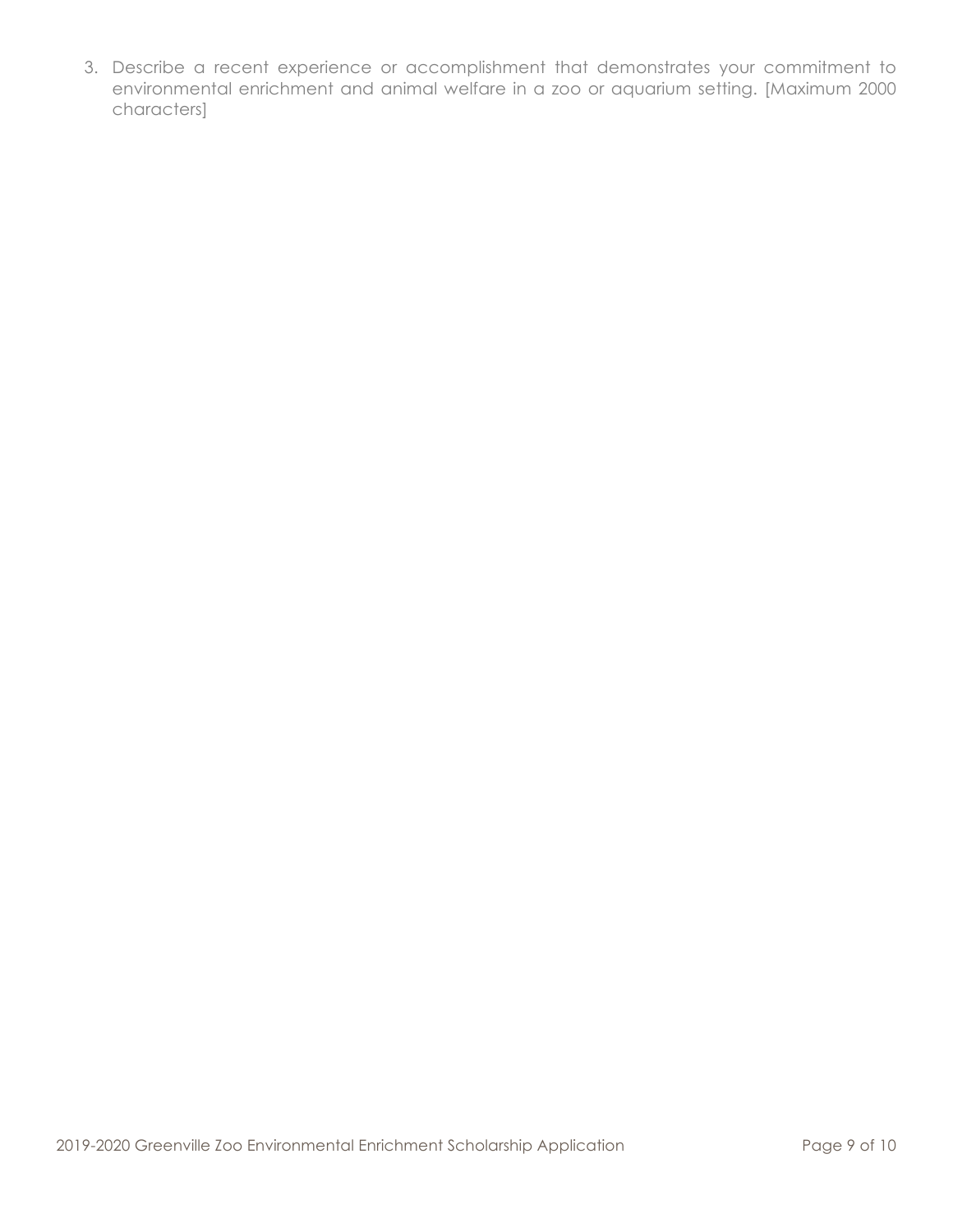3. Describe a recent experience or accomplishment that demonstrates your commitment to environmental enrichment and animal welfare in a zoo or aquarium setting. [Maximum 2000 characters]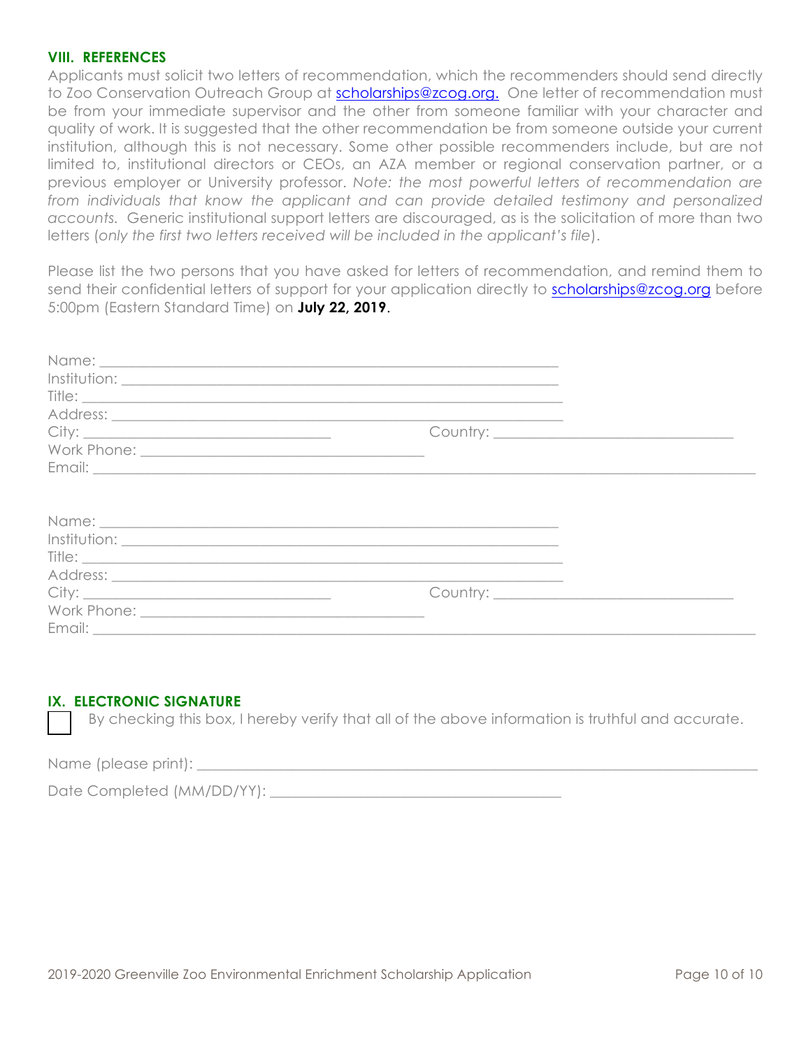## VIII. REFERENCES

Applicants must solicit two letters of recommendation, which the recommenders should send directly to Zoo Conservation Outreach Group at scholarships@zcog.org. One letter of recommendation must be from your immediate supervisor and the other from someone familiar with your character and quality of work. It is suggested that the other recommendation be from someone outside your current institution, although this is not necessary. Some other possible recommenders include, but are not limited to, institutional directors or CEOs, an AZA member or regional conservation partner, or a previous employer or University professor. *Note: the most powerful letters of recommendation are from individuals that know the applicant and can provide detailed testimony and personalized accounts.* Generic institutional support letters are discouraged, as is the solicitation of more than two letters (*only the first two letters received will be included in the applicant's file*).

Please list the two persons that you have asked for letters of recommendation, and remind them to send their confidential letters of support for your application directly to scholarships@zcog.org before 5:00pm (Eastern Standard Time) on **July 22, 2019**.

Name: ____________________________________________

Institution: ____________________________________________

Title: ____________________________________________

Address: ____________________________________________

City: ______________________ Country: ______________________

Work Phone: ____________________________

Email: ______________________________________________________________

Name: ____________________________________________

Institution: ____________________________________________

Title: ____________________________________________

Address: ____________________________________________

City: ______________________ Country: ______________________

Work Phone: ____________________________

Email: ______________________________________________________________

## IX. ELECTRONIC SIGNATURE

☐ By checking this box, I hereby verify that all of the above information is truthful and accurate.

Name (please print): ______________________________________________________

Date Completed (MM/DD/YY): ____________________________